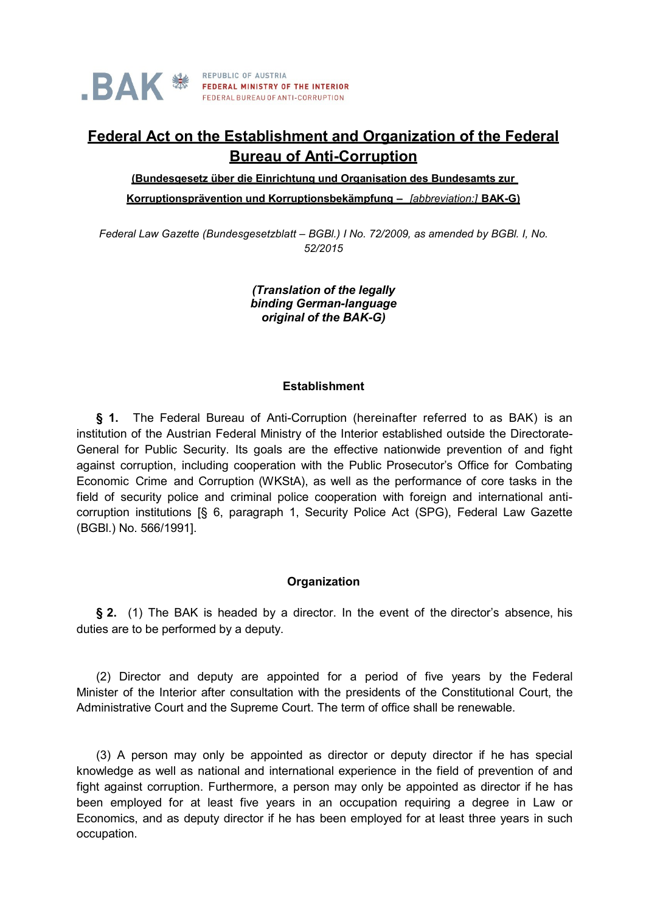.BAK REPUBLIC OF AUSTRIA
FEDERAL MINISTRY OF THE INTERIOR
FEDERAL BUREAU OF ANTI-CORRUPTION

# Federal Act on the Establishment and Organization of the Federal Bureau of Anti-Corruption

**(Bundesgesetz über die Einrichtung und Organisation des Bundesamts zur Korruptionsprävention und Korruptionsbekämpfung –** *[abbreviation:]* **BAK-G)**

*Federal Law Gazette (Bundesgesetzblatt – BGBl.) I No. 72/2009, as amended by BGBl. I, No. 52/2015*

***(Translation of the legally binding German-language original of the BAK-G)***

### Establishment

**§ 1.** The Federal Bureau of Anti-Corruption (hereinafter referred to as BAK) is an institution of the Austrian Federal Ministry of the Interior established outside the Directorate-General for Public Security. Its goals are the effective nationwide prevention of and fight against corruption, including cooperation with the Public Prosecutor's Office for Combating Economic Crime and Corruption (WKStA), as well as the performance of core tasks in the field of security police and criminal police cooperation with foreign and international anti-corruption institutions [§ 6, paragraph 1, Security Police Act (SPG), Federal Law Gazette (BGBl.) No. 566/1991].

### Organization

**§ 2.** (1) The BAK is headed by a director. In the event of the director's absence, his duties are to be performed by a deputy.

(2) Director and deputy are appointed for a period of five years by the Federal Minister of the Interior after consultation with the presidents of the Constitutional Court, the Administrative Court and the Supreme Court. The term of office shall be renewable.

(3) A person may only be appointed as director or deputy director if he has special knowledge as well as national and international experience in the field of prevention of and fight against corruption. Furthermore, a person may only be appointed as director if he has been employed for at least five years in an occupation requiring a degree in Law or Economics, and as deputy director if he has been employed for at least three years in such occupation.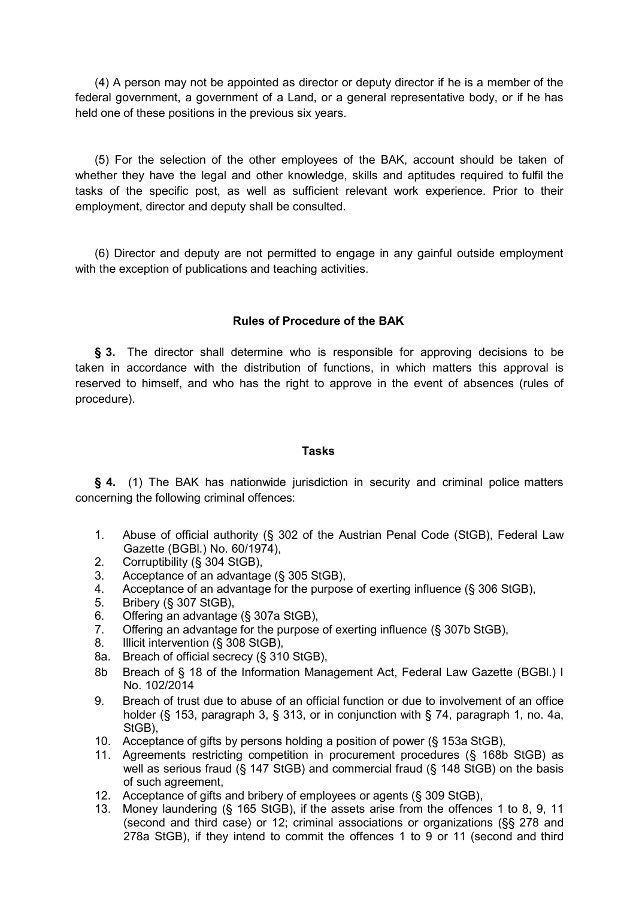(4) A person may not be appointed as director or deputy director if he is a member of the federal government, a government of a Land, or a general representative body, or if he has held one of these positions in the previous six years.

(5) For the selection of the other employees of the BAK, account should be taken of whether they have the legal and other knowledge, skills and aptitudes required to fulfil the tasks of the specific post, as well as sufficient relevant work experience. Prior to their employment, director and deputy shall be consulted.

(6) Director and deputy are not permitted to engage in any gainful outside employment with the exception of publications and teaching activities.

**Rules of Procedure of the BAK**

**§ 3.** The director shall determine who is responsible for approving decisions to be taken in accordance with the distribution of functions, in which matters this approval is reserved to himself, and who has the right to approve in the event of absences (rules of procedure).

**Tasks**

**§ 4.** (1) The BAK has nationwide jurisdiction in security and criminal police matters concerning the following criminal offences:

1. Abuse of official authority (§ 302 of the Austrian Penal Code (StGB), Federal Law Gazette (BGBl.) No. 60/1974),
2. Corruptibility (§ 304 StGB),
3. Acceptance of an advantage (§ 305 StGB),
4. Acceptance of an advantage for the purpose of exerting influence (§ 306 StGB),
5. Bribery (§ 307 StGB),
6. Offering an advantage (§ 307a StGB),
7. Offering an advantage for the purpose of exerting influence (§ 307b StGB),
8. Illicit intervention (§ 308 StGB),

8a. Breach of official secrecy (§ 310 StGB),

8b Breach of § 18 of the Information Management Act, Federal Law Gazette (BGBl.) I No. 102/2014

9. Breach of trust due to abuse of an official function or due to involvement of an office holder (§ 153, paragraph 3, § 313, or in conjunction with § 74, paragraph 1, no. 4a, StGB),
10. Acceptance of gifts by persons holding a position of power (§ 153a StGB),
11. Agreements restricting competition in procurement procedures (§ 168b StGB) as well as serious fraud (§ 147 StGB) and commercial fraud (§ 148 StGB) on the basis of such agreement,
12. Acceptance of gifts and bribery of employees or agents (§ 309 StGB),
13. Money laundering (§ 165 StGB), if the assets arise from the offences 1 to 8, 9, 11 (second and third case) or 12; criminal associations or organizations (§§ 278 and 278a StGB), if they intend to commit the offences 1 to 9 or 11 (second and third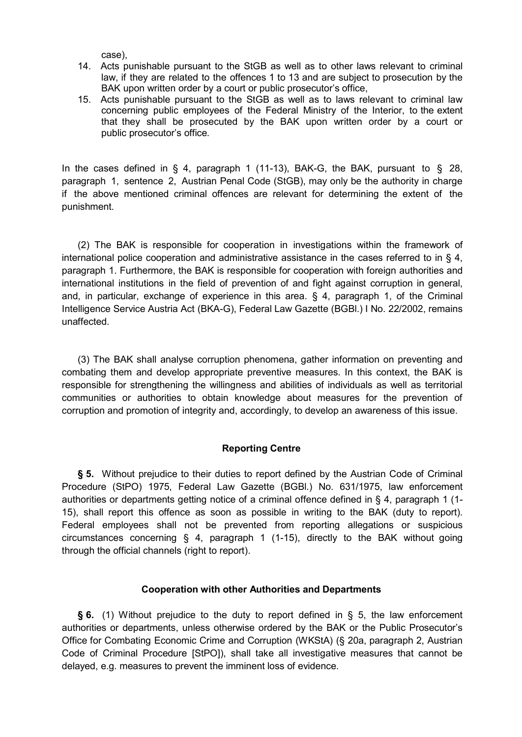case),

14. Acts punishable pursuant to the StGB as well as to other laws relevant to criminal law, if they are related to the offences 1 to 13 and are subject to prosecution by the BAK upon written order by a court or public prosecutor's office,
15. Acts punishable pursuant to the StGB as well as to laws relevant to criminal law concerning public employees of the Federal Ministry of the Interior, to the extent that they shall be prosecuted by the BAK upon written order by a court or public prosecutor's office.

In the cases defined in § 4, paragraph 1 (11-13), BAK-G, the BAK, pursuant to § 28, paragraph 1, sentence 2, Austrian Penal Code (StGB), may only be the authority in charge if the above mentioned criminal offences are relevant for determining the extent of the punishment.

(2) The BAK is responsible for cooperation in investigations within the framework of international police cooperation and administrative assistance in the cases referred to in § 4, paragraph 1. Furthermore, the BAK is responsible for cooperation with foreign authorities and international institutions in the field of prevention of and fight against corruption in general, and, in particular, exchange of experience in this area. § 4, paragraph 1, of the Criminal Intelligence Service Austria Act (BKA-G), Federal Law Gazette (BGBl.) I No. 22/2002, remains unaffected.

(3) The BAK shall analyse corruption phenomena, gather information on preventing and combating them and develop appropriate preventive measures. In this context, the BAK is responsible for strengthening the willingness and abilities of individuals as well as territorial communities or authorities to obtain knowledge about measures for the prevention of corruption and promotion of integrity and, accordingly, to develop an awareness of this issue.

**Reporting Centre**

**§ 5.** Without prejudice to their duties to report defined by the Austrian Code of Criminal Procedure (StPO) 1975, Federal Law Gazette (BGBl.) No. 631/1975, law enforcement authorities or departments getting notice of a criminal offence defined in § 4, paragraph 1 (1-15), shall report this offence as soon as possible in writing to the BAK (duty to report). Federal employees shall not be prevented from reporting allegations or suspicious circumstances concerning § 4, paragraph 1 (1-15), directly to the BAK without going through the official channels (right to report).

**Cooperation with other Authorities and Departments**

**§ 6.** (1) Without prejudice to the duty to report defined in § 5, the law enforcement authorities or departments, unless otherwise ordered by the BAK or the Public Prosecutor's Office for Combating Economic Crime and Corruption (WKStA) (§ 20a, paragraph 2, Austrian Code of Criminal Procedure [StPO]), shall take all investigative measures that cannot be delayed, e.g. measures to prevent the imminent loss of evidence.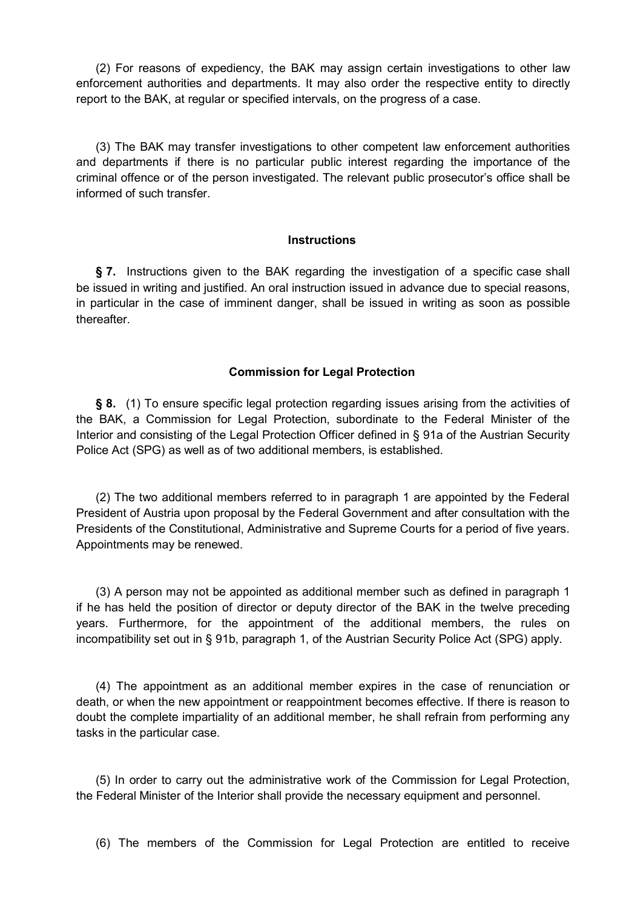(2) For reasons of expediency, the BAK may assign certain investigations to other law enforcement authorities and departments. It may also order the respective entity to directly report to the BAK, at regular or specified intervals, on the progress of a case.

(3) The BAK may transfer investigations to other competent law enforcement authorities and departments if there is no particular public interest regarding the importance of the criminal offence or of the person investigated. The relevant public prosecutor's office shall be informed of such transfer.

#### Instructions

**§ 7.** Instructions given to the BAK regarding the investigation of a specific case shall be issued in writing and justified. An oral instruction issued in advance due to special reasons, in particular in the case of imminent danger, shall be issued in writing as soon as possible thereafter.

#### Commission for Legal Protection

**§ 8.** (1) To ensure specific legal protection regarding issues arising from the activities of the BAK, a Commission for Legal Protection, subordinate to the Federal Minister of the Interior and consisting of the Legal Protection Officer defined in § 91a of the Austrian Security Police Act (SPG) as well as of two additional members, is established.

(2) The two additional members referred to in paragraph 1 are appointed by the Federal President of Austria upon proposal by the Federal Government and after consultation with the Presidents of the Constitutional, Administrative and Supreme Courts for a period of five years. Appointments may be renewed.

(3) A person may not be appointed as additional member such as defined in paragraph 1 if he has held the position of director or deputy director of the BAK in the twelve preceding years. Furthermore, for the appointment of the additional members, the rules on incompatibility set out in § 91b, paragraph 1, of the Austrian Security Police Act (SPG) apply.

(4) The appointment as an additional member expires in the case of renunciation or death, or when the new appointment or reappointment becomes effective. If there is reason to doubt the complete impartiality of an additional member, he shall refrain from performing any tasks in the particular case.

(5) In order to carry out the administrative work of the Commission for Legal Protection, the Federal Minister of the Interior shall provide the necessary equipment and personnel.

(6) The members of the Commission for Legal Protection are entitled to receive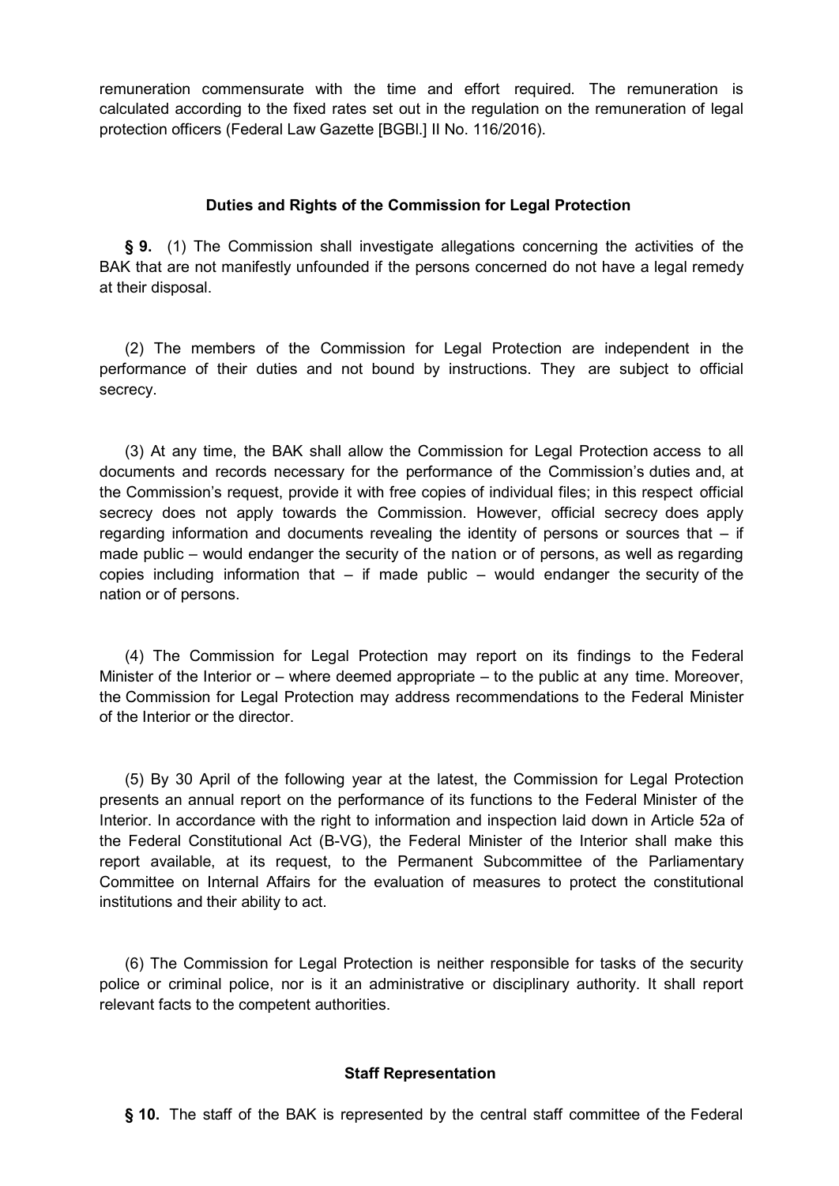remuneration commensurate with the time and effort required. The remuneration is calculated according to the fixed rates set out in the regulation on the remuneration of legal protection officers (Federal Law Gazette [BGBl.] II No. 116/2016).

### Duties and Rights of the Commission for Legal Protection

**§ 9.** (1) The Commission shall investigate allegations concerning the activities of the BAK that are not manifestly unfounded if the persons concerned do not have a legal remedy at their disposal.

(2) The members of the Commission for Legal Protection are independent in the performance of their duties and not bound by instructions. They are subject to official secrecy.

(3) At any time, the BAK shall allow the Commission for Legal Protection access to all documents and records necessary for the performance of the Commission's duties and, at the Commission's request, provide it with free copies of individual files; in this respect official secrecy does not apply towards the Commission. However, official secrecy does apply regarding information and documents revealing the identity of persons or sources that – if made public – would endanger the security of the nation or of persons, as well as regarding copies including information that – if made public – would endanger the security of the nation or of persons.

(4) The Commission for Legal Protection may report on its findings to the Federal Minister of the Interior or – where deemed appropriate – to the public at any time. Moreover, the Commission for Legal Protection may address recommendations to the Federal Minister of the Interior or the director.

(5) By 30 April of the following year at the latest, the Commission for Legal Protection presents an annual report on the performance of its functions to the Federal Minister of the Interior. In accordance with the right to information and inspection laid down in Article 52a of the Federal Constitutional Act (B-VG), the Federal Minister of the Interior shall make this report available, at its request, to the Permanent Subcommittee of the Parliamentary Committee on Internal Affairs for the evaluation of measures to protect the constitutional institutions and their ability to act.

(6) The Commission for Legal Protection is neither responsible for tasks of the security police or criminal police, nor is it an administrative or disciplinary authority. It shall report relevant facts to the competent authorities.

### Staff Representation

**§ 10.** The staff of the BAK is represented by the central staff committee of the Federal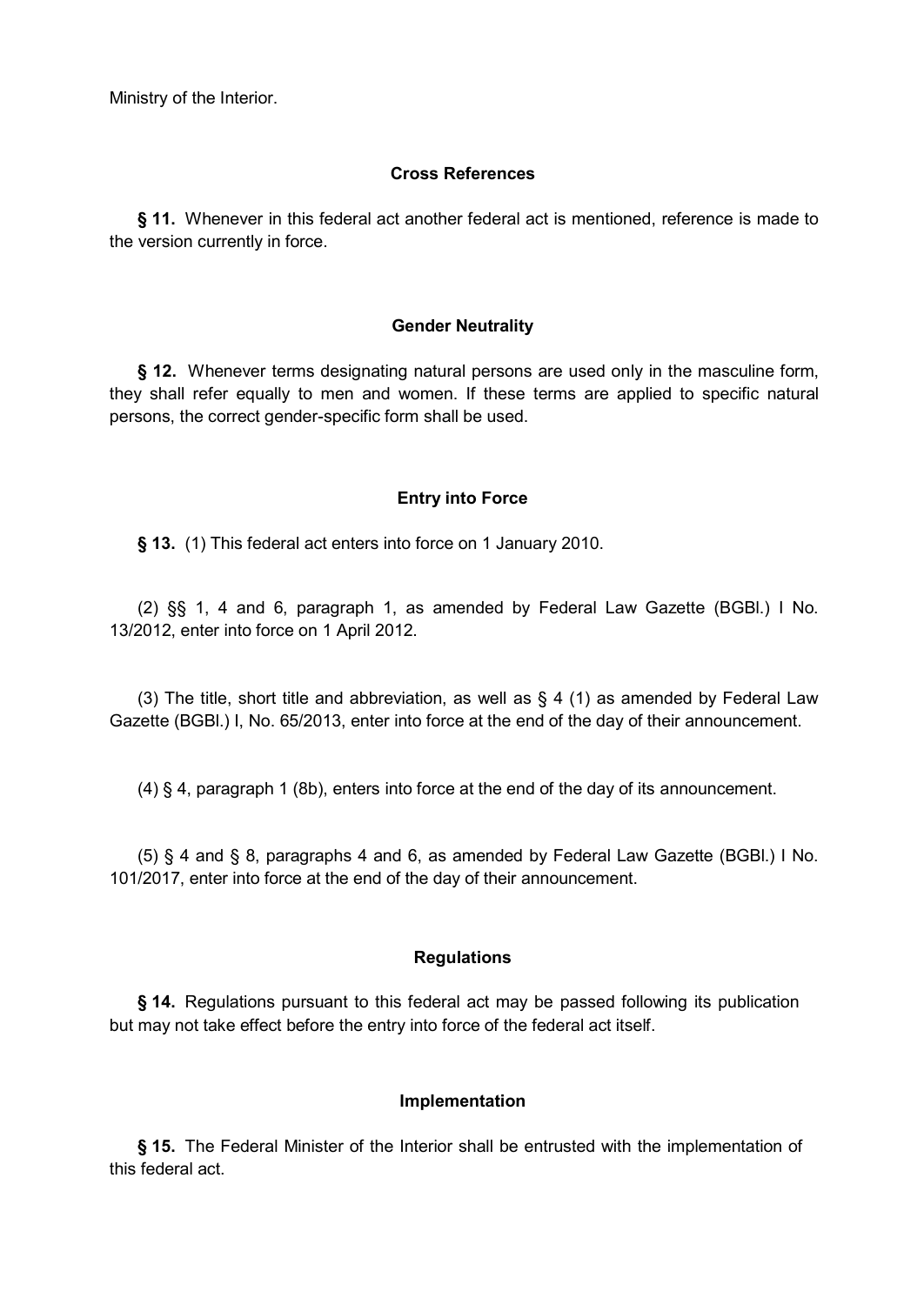Ministry of the Interior.

### Cross References

**§ 11.** Whenever in this federal act another federal act is mentioned, reference is made to the version currently in force.

### Gender Neutrality

**§ 12.** Whenever terms designating natural persons are used only in the masculine form, they shall refer equally to men and women. If these terms are applied to specific natural persons, the correct gender-specific form shall be used.

### Entry into Force

**§ 13.** (1) This federal act enters into force on 1 January 2010.

(2) §§ 1, 4 and 6, paragraph 1, as amended by Federal Law Gazette (BGBl.) I No. 13/2012, enter into force on 1 April 2012.

(3) The title, short title and abbreviation, as well as § 4 (1) as amended by Federal Law Gazette (BGBl.) I, No. 65/2013, enter into force at the end of the day of their announcement.

(4) § 4, paragraph 1 (8b), enters into force at the end of the day of its announcement.

(5) § 4 and § 8, paragraphs 4 and 6, as amended by Federal Law Gazette (BGBl.) I No. 101/2017, enter into force at the end of the day of their announcement.

### Regulations

**§ 14.** Regulations pursuant to this federal act may be passed following its publication but may not take effect before the entry into force of the federal act itself.

### Implementation

**§ 15.** The Federal Minister of the Interior shall be entrusted with the implementation of this federal act.